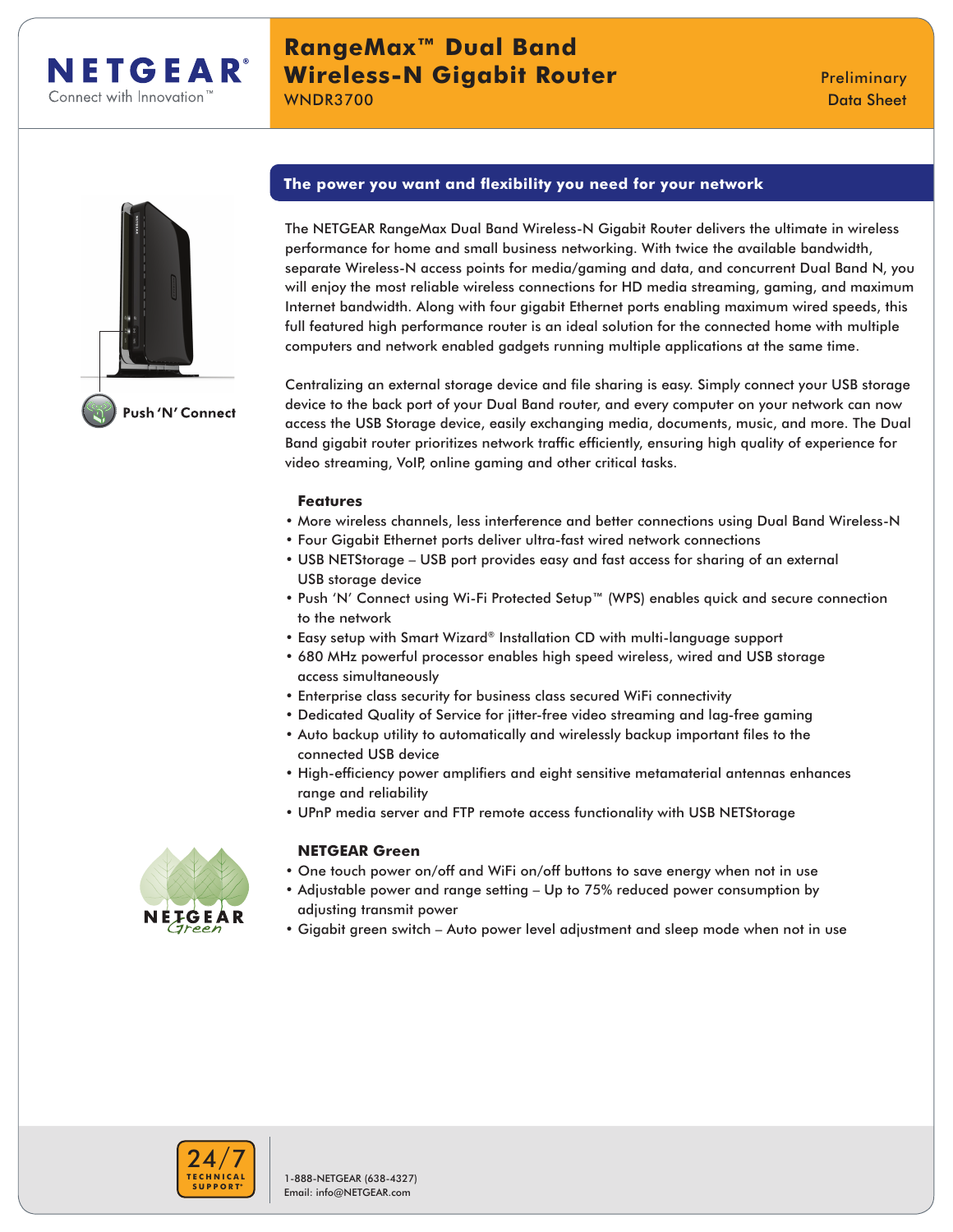# RangeMax™ Dual Band Wireless-N Gigabit Router

WNDR3700

Preliminary Data Sheet

Push 'N' Connect

## The power you want and flexibility you need for your network

The NETGEAR RangeMax Dual Band Wireless-N Gigabit Router delivers the ultimate in wireless performance for home and small business networking. With twice the available bandwidth, separate Wireless-N access points for media/gaming and data, and concurrent Dual Band N, you will enjoy the most reliable wireless connections for HD media streaming, gaming, and maximum Internet bandwidth. Along with four gigabit Ethernet ports enabling maximum wired speeds, this full featured high performance router is an ideal solution for the connected home with multiple computers and network enabled gadgets running multiple applications at the same time.

Centralizing an external storage device and file sharing is easy. Simply connect your USB storage device to the back port of your Dual Band router, and every computer on your network can now access the USB Storage device, easily exchanging media, documents, music, and more. The Dual Band gigabit router prioritizes network traffic efficiently, ensuring high quality of experience for video streaming, VoIP, online gaming and other critical tasks.

### Features

- More wireless channels, less interference and better connections using Dual Band Wireless-N
- Four Gigabit Ethernet ports deliver ultra-fast wired network connections
- USB NETStorage – USB port provides easy and fast access for sharing of an external USB storage device
- Push 'N' Connect using Wi-Fi Protected Setup™ (WPS) enables quick and secure connection to the network
- Easy setup with Smart Wizard® Installation CD with multi-language support
- 680 MHz powerful processor enables high speed wireless, wired and USB storage access simultaneously
- Enterprise class security for business class secured WiFi connectivity
- Dedicated Quality of Service for jitter-free video streaming and lag-free gaming
- Auto backup utility to automatically and wirelessly backup important files to the connected USB device
- High-efficiency power amplifiers and eight sensitive metamaterial antennas enhances range and reliability
- UPnP media server and FTP remote access functionality with USB NETStorage

### NETGEAR Green

- One touch power on/off and WiFi on/off buttons to save energy when not in use
- Adjustable power and range setting – Up to 75% reduced power consumption by adjusting transmit power
- Gigabit green switch – Auto power level adjustment and sleep mode when not in use

24/7 TECHNICAL SUPPORT*

1-888-NETGEAR (638-4327)
Email: info@NETGEAR.com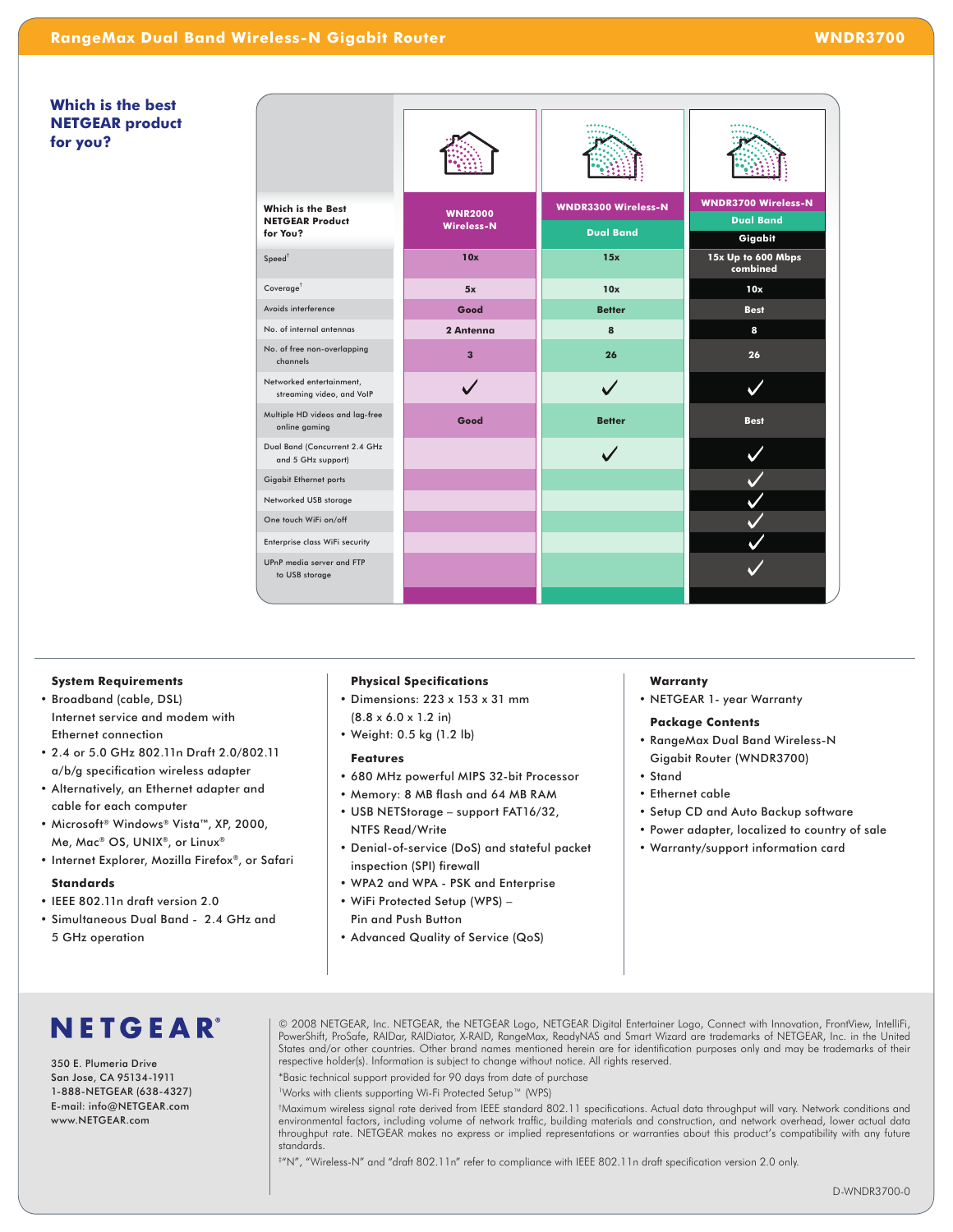## Which is the best NETGEAR product for you?

| Which is the Best NETGEAR Product for You? | WNR2000 Wireless-N | WNDR3300 Wireless-N Dual Band | WNDR3700 Wireless-N Dual Band Gigabit |
|---|---|---|---|
| Speed† | 10x | 15x | 15x Up to 600 Mbps combined |
| Coverage† | 5x | 10x | 10x |
| Avoids interference | Good | Better | Best |
| No. of internal antennas | 2 Antenna | 8 | 8 |
| No. of free non-overlapping channels | 3 | 26 | 26 |
| Networked entertainment, streaming video, and VoIP | ✓ | ✓ | ✓ |
| Multiple HD videos and lag-free online gaming | Good | Better | Best |
| Dual Band (Concurrent 2.4 GHz and 5 GHz support) | | ✓ | ✓ |
| Gigabit Ethernet ports | | | ✓ |
| Networked USB storage | | | ✓ |
| One touch WiFi on/off | | | ✓ |
| Enterprise class WiFi security | | | ✓ |
| UPnP media server and FTP to USB storage | | | ✓ |

### System Requirements

- Broadband (cable, DSL) Internet service and modem with Ethernet connection
- 2.4 or 5.0 GHz 802.11n Draft 2.0/802.11 a/b/g specification wireless adapter
- Alternatively, an Ethernet adapter and cable for each computer
- Microsoft® Windows® Vista™, XP, 2000, Me, Mac® OS, UNIX®, or Linux®
- Internet Explorer, Mozilla Firefox®, or Safari

### Standards

- IEEE 802.11n draft version 2.0
- Simultaneous Dual Band - 2.4 GHz and 5 GHz operation

### Physical Specifications

- Dimensions: 223 x 153 x 31 mm (8.8 x 6.0 x 1.2 in)
- Weight: 0.5 kg (1.2 lb)

### Features

- 680 MHz powerful MIPS 32-bit Processor
- Memory: 8 MB flash and 64 MB RAM
- USB NETStorage – support FAT16/32, NTFS Read/Write
- Denial-of-service (DoS) and stateful packet inspection (SPI) firewall
- WPA2 and WPA - PSK and Enterprise
- WiFi Protected Setup (WPS) – Pin and Push Button
- Advanced Quality of Service (QoS)

### Warranty

- NETGEAR 1- year Warranty

### Package Contents

- RangeMax Dual Band Wireless-N Gigabit Router (WNDR3700)
- Stand
- Ethernet cable
- Setup CD and Auto Backup software
- Power adapter, localized to country of sale
- Warranty/support information card

**NETGEAR®**

350 E. Plumeria Drive
San Jose, CA 95134-1911
1-888-NETGEAR (638-4327)
E-mail: info@NETGEAR.com
www.NETGEAR.com

© 2008 NETGEAR, Inc. NETGEAR, the NETGEAR Logo, NETGEAR Digital Entertainer Logo, Connect with Innovation, FrontView, IntelliFi, PowerShift, ProSafe, RAIDar, RAIDiator, X-RAID, RangeMax, ReadyNAS and Smart Wizard are trademarks of NETGEAR, Inc. in the United States and/or other countries. Other brand names mentioned herein are for identification purposes only and may be trademarks of their respective holder(s). Information is subject to change without notice. All rights reserved.

*Basic technical support provided for 90 days from date of purchase

[1]Works with clients supporting Wi-Fi Protected Setup™ (WPS)

†Maximum wireless signal rate derived from IEEE standard 802.11 specifications. Actual data throughput will vary. Network conditions and environmental factors, including volume of network traffic, building materials and construction, and network overhead, lower actual data throughput rate. NETGEAR makes no express or implied representations or warranties about this product's compatibility with any future standards.

‡"N", "Wireless-N" and "draft 802.11n" refer to compliance with IEEE 802.11n draft specification version 2.0 only.

D-WNDR3700-0